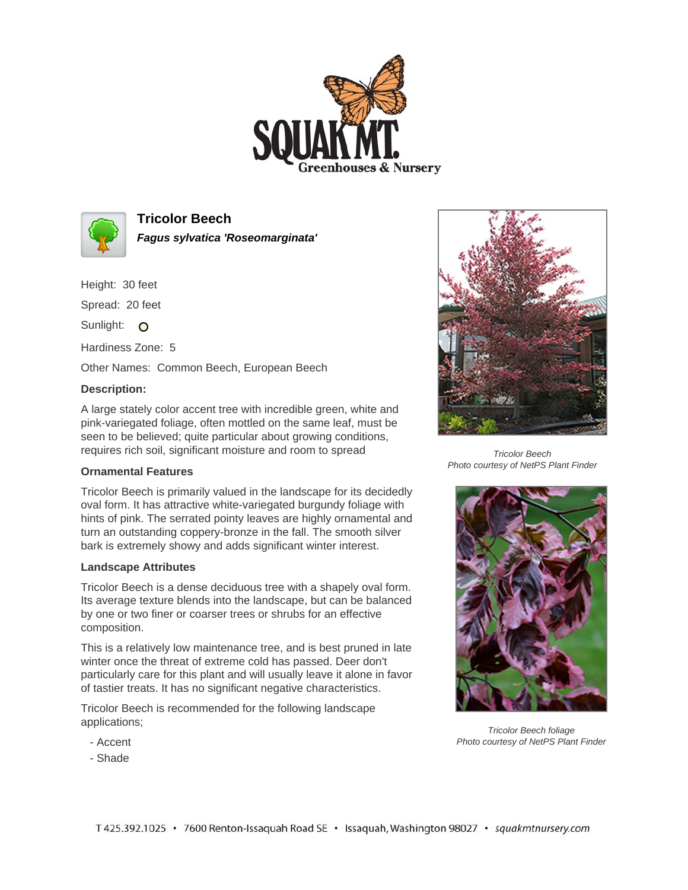# Tricolor Beech

***Fagus sylvatica 'Roseomarginata'***

Height: 30 feet

Spread: 20 feet

Sunlight:

Hardiness Zone: 5

Other Names: Common Beech, European Beech

**Description:**

A large stately color accent tree with incredible green, white and pink-variegated foliage, often mottled on the same leaf, must be seen to be believed; quite particular about growing conditions, requires rich soil, significant moisture and room to spread

### Ornamental Features

Tricolor Beech is primarily valued in the landscape for its decidedly oval form. It has attractive white-variegated burgundy foliage with hints of pink. The serrated pointy leaves are highly ornamental and turn an outstanding coppery-bronze in the fall. The smooth silver bark is extremely showy and adds significant winter interest.

### Landscape Attributes

Tricolor Beech is a dense deciduous tree with a shapely oval form. Its average texture blends into the landscape, but can be balanced by one or two finer or coarser trees or shrubs for an effective composition.

This is a relatively low maintenance tree, and is best pruned in late winter once the threat of extreme cold has passed. Deer don't particularly care for this plant and will usually leave it alone in favor of tastier treats. It has no significant negative characteristics.

Tricolor Beech is recommended for the following landscape applications;

- Accent
- Shade

*Tricolor Beech*
*Photo courtesy of NetPS Plant Finder*

*Tricolor Beech foliage*
*Photo courtesy of NetPS Plant Finder*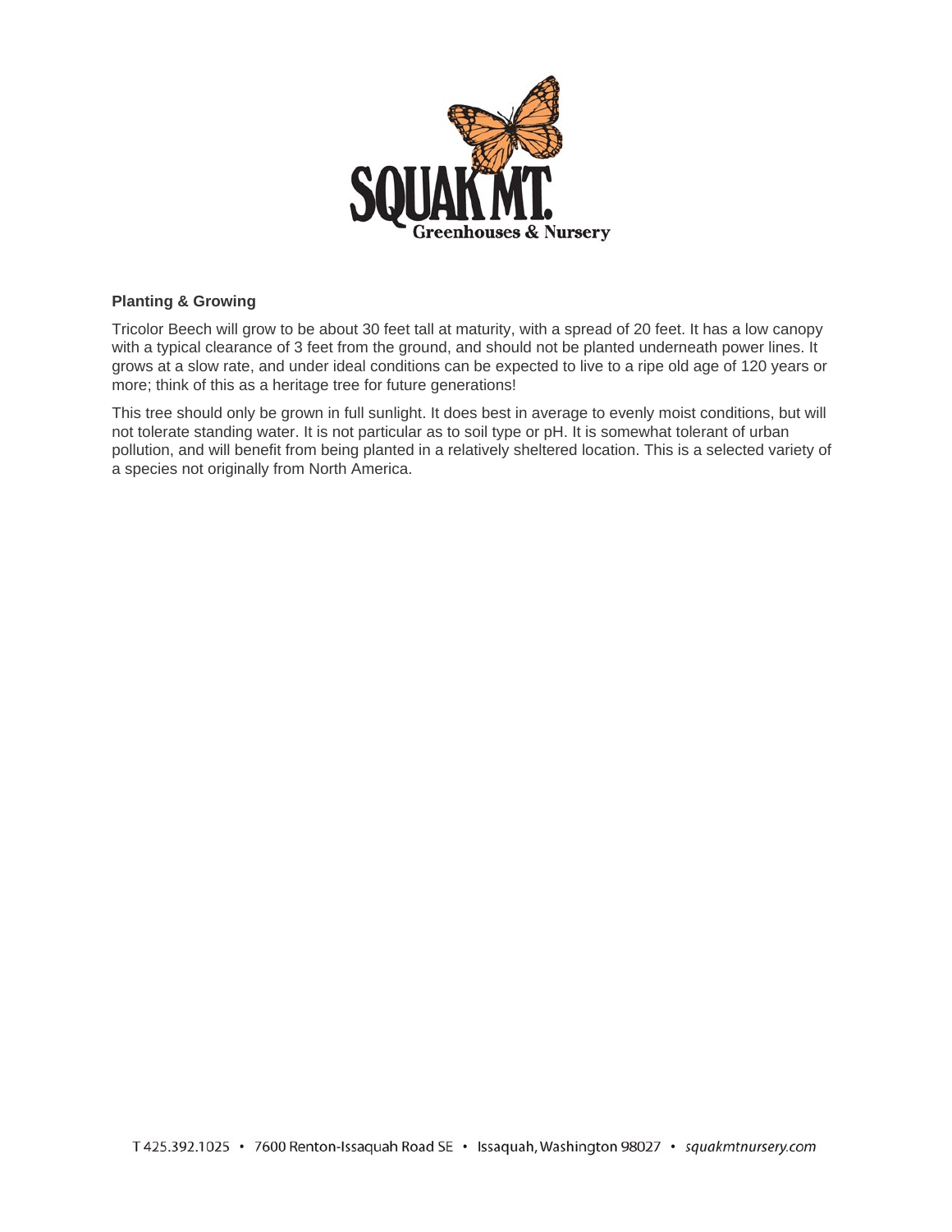**Planting & Growing**

Tricolor Beech will grow to be about 30 feet tall at maturity, with a spread of 20 feet. It has a low canopy with a typical clearance of 3 feet from the ground, and should not be planted underneath power lines. It grows at a slow rate, and under ideal conditions can be expected to live to a ripe old age of 120 years or more; think of this as a heritage tree for future generations!

This tree should only be grown in full sunlight. It does best in average to evenly moist conditions, but will not tolerate standing water. It is not particular as to soil type or pH. It is somewhat tolerant of urban pollution, and will benefit from being planted in a relatively sheltered location. This is a selected variety of a species not originally from North America.